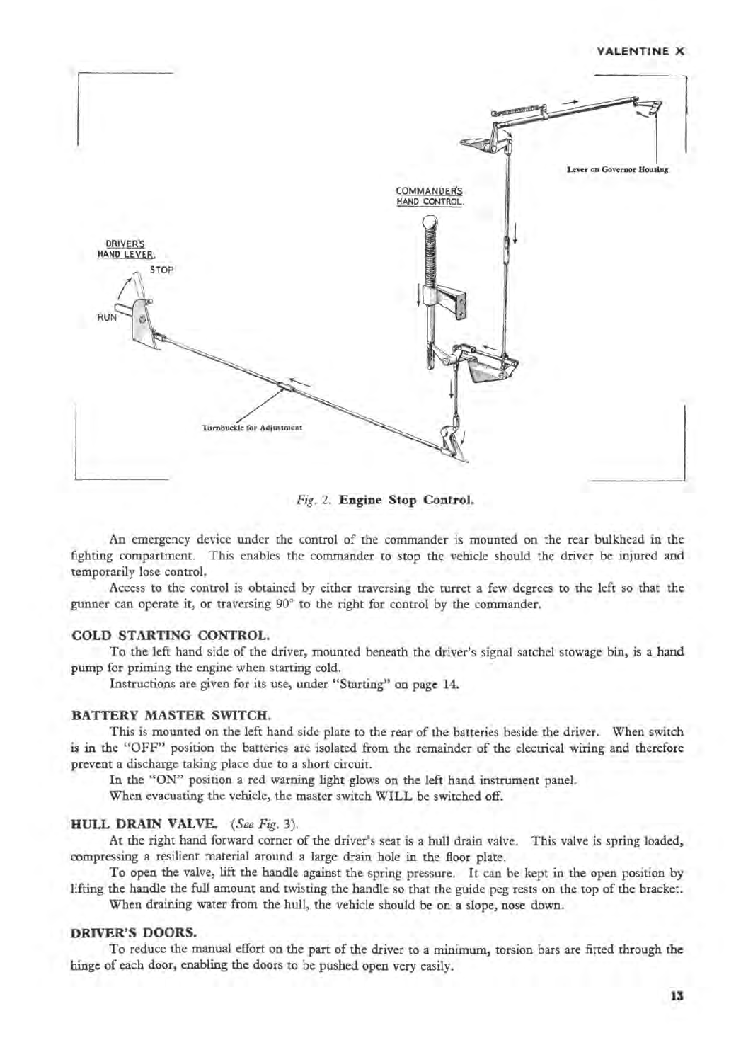*Fig. 2.* **Engine Stop Control.**

An emergency device under the control of the commander is mounted on the rear bulkhead in the fighting compartment. This enables the commander to stop the vehicle should the driver be injured and temporarily lose control.

Access to the control is obtained by either traversing the turret a few degrees to the left so that the gunner can operate it, or traversing 90° to the right for control by the commander.

## COLD STARTING CONTROL.

To the left hand side of the driver, mounted beneath the driver's signal satchel stowage bin, is a hand pump for priming the engine when starting cold.

Instructions are given for its use, under "Starting" on page 14.

## BATTERY MASTER SWITCH.

This is mounted on the left hand side plate to the rear of the batteries beside the driver. When switch is in the "OFF" position the batteries are isolated from the remainder of the electrical wiring and therefore prevent a discharge taking place due to a short circuit.

In the "ON" position a red warning light glows on the left hand instrument panel.

When evacuating the vehicle, the master switch WILL be switched off.

## HULL DRAIN VALVE. *(See Fig. 3).*

At the right hand forward corner of the driver's seat is a hull drain valve. This valve is spring loaded, compressing a resilient material around a large drain hole in the floor plate.

To open the valve, lift the handle against the spring pressure. It can be kept in the open position by lifting the handle the full amount and twisting the handle so that the guide peg rests on the top of the bracket.

When draining water from the hull, the vehicle should be on a slope, nose down.

## DRIVER'S DOORS.

To reduce the manual effort on the part of the driver to a minimum, torsion bars are fitted through the hinge of each door, enabling the doors to be pushed open very easily.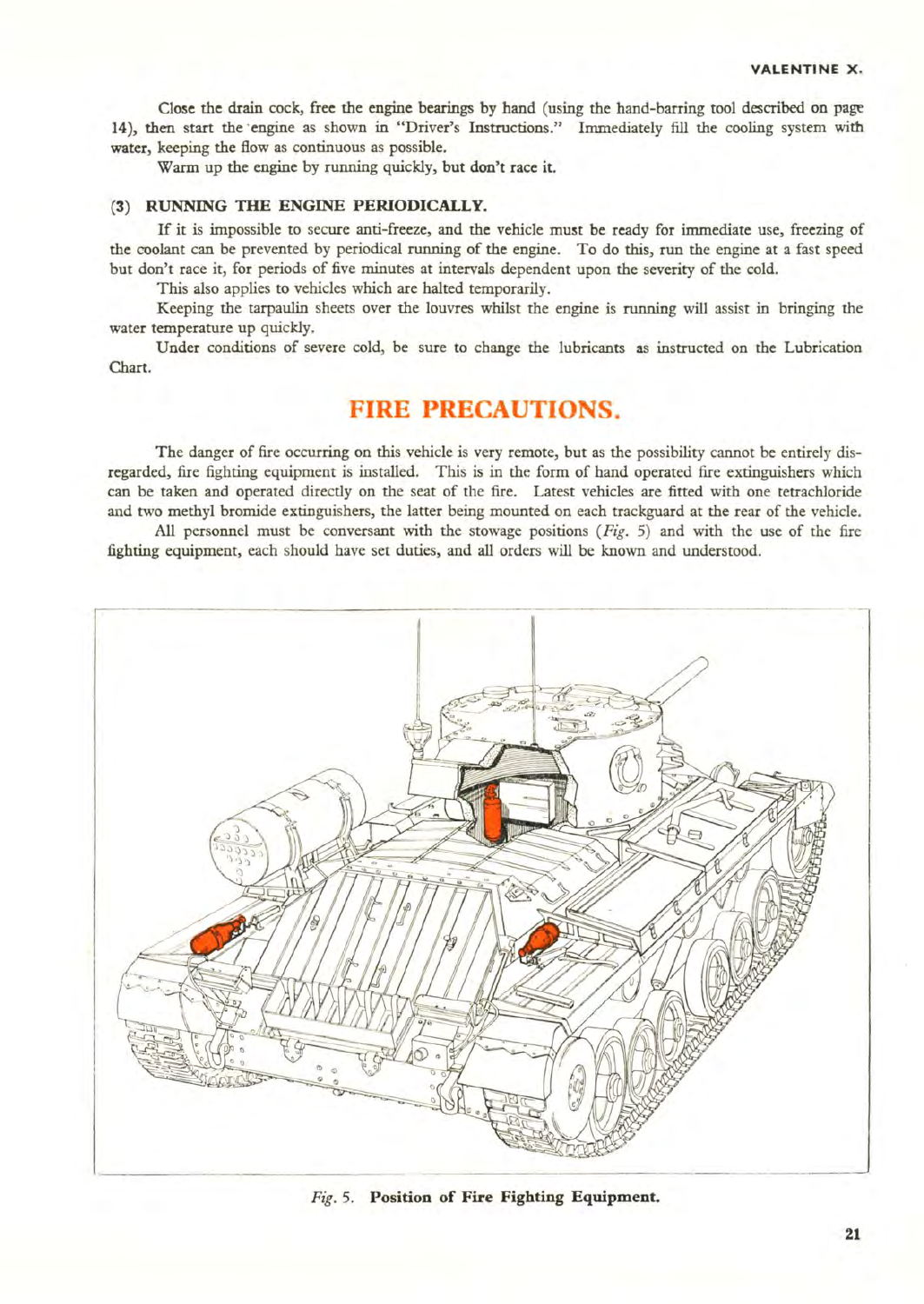Close the drain cock, free the engine bearings by hand (using the hand-barring tool described on page 14), then start the engine as shown in "Driver's Instructions." Immediately fill the cooling system with water, keeping the flow as continuous as possible.

Warm up the engine by running quickly, but **don't race it.**

### (3) RUNNING THE ENGINE PERIODICALLY.

If it is impossible to secure anti-freeze, and the vehicle must be ready for immediate use, freezing of the coolant can be prevented by periodical running of the engine. To do this, run the engine at a fast speed but don't race it, for periods of five minutes at intervals dependent upon the severity of the cold.

This also applies to vehicles which are halted temporarily.

Keeping the tarpaulin sheets over the louvres whilst the engine is running will assist in bringing the water temperature up quickly.

Under conditions of severe cold, be sure to change the lubricants as instructed on the Lubrication Chart.

## FIRE PRECAUTIONS.

The danger of fire occurring on this vehicle is very remote, but as the possibility cannot be entirely disregarded, fire fighting equipment is installed. This is in the form of hand operated fire extinguishers which can be taken and operated directly on the seat of the fire. Latest vehicles are fitted with one tetrachloride and two methyl bromide extinguishers, the latter being mounted on each trackguard at the rear of the vehicle.

All personnel must be conversant with the stowage positions (*Fig.* 5) and with the use of the fire fighting equipment, each should have set duties, and all orders will be known and understood.

*Fig.* 5. **Position of Fire Fighting Equipment.**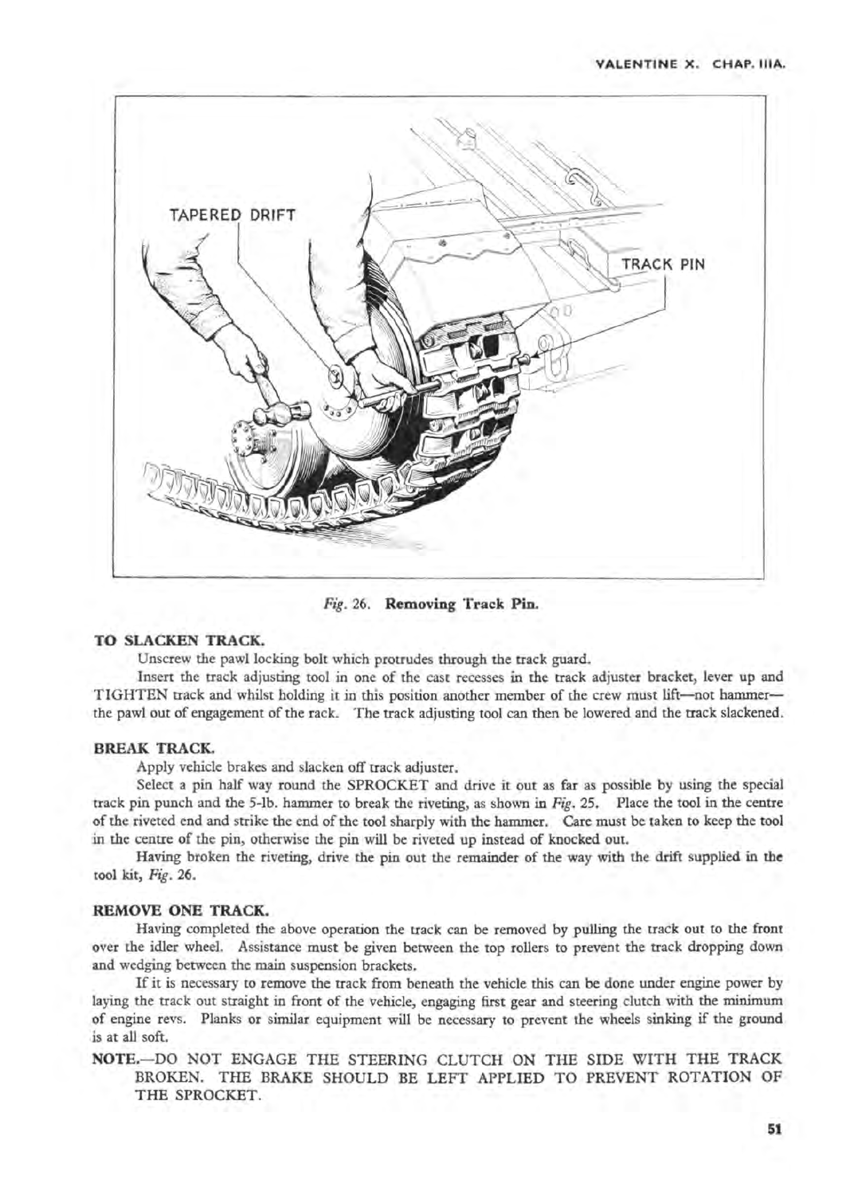Fig. 26. **Removing Track Pin.**

### TO SLACKEN TRACK.

Unscrew the pawl locking bolt which protrudes through the track guard.

Insert the track adjusting tool in one of the cast recesses in the track adjuster bracket, lever up and TIGHTEN track and whilst holding it in this position another member of the crew must lift—not hammer—the pawl out of engagement of the rack. The track adjusting tool can then be lowered and the track slackened.

### BREAK TRACK.

Apply vehicle brakes and slacken off track adjuster.

Select a pin half way round the SPROCKET and drive it out as far as possible by using the special track pin punch and the 5-lb. hammer to break the riveting, as shown in *Fig.* 25. Place the tool in the centre of the riveted end and strike the end of the tool sharply with the hammer. Care must be taken to keep the tool in the centre of the pin, otherwise the pin will be riveted up instead of knocked out.

Having broken the riveting, drive the pin out the remainder of the way with the drift supplied in the tool kit, *Fig.* 26.

### REMOVE ONE TRACK.

Having completed the above operation the track can be removed by pulling the track out to the front over the idler wheel. Assistance must be given between the top rollers to prevent the track dropping down and wedging between the main suspension brackets.

If it is necessary to remove the track from beneath the vehicle this can be done under engine power by laying the track out straight in front of the vehicle, engaging first gear and steering clutch with the minimum of engine revs. Planks or similar equipment will be necessary to prevent the wheels sinking if the ground is at all soft.

**NOTE.**—DO NOT ENGAGE THE STEERING CLUTCH ON THE SIDE WITH THE TRACK BROKEN. THE BRAKE SHOULD BE LEFT APPLIED TO PREVENT ROTATION OF THE SPROCKET.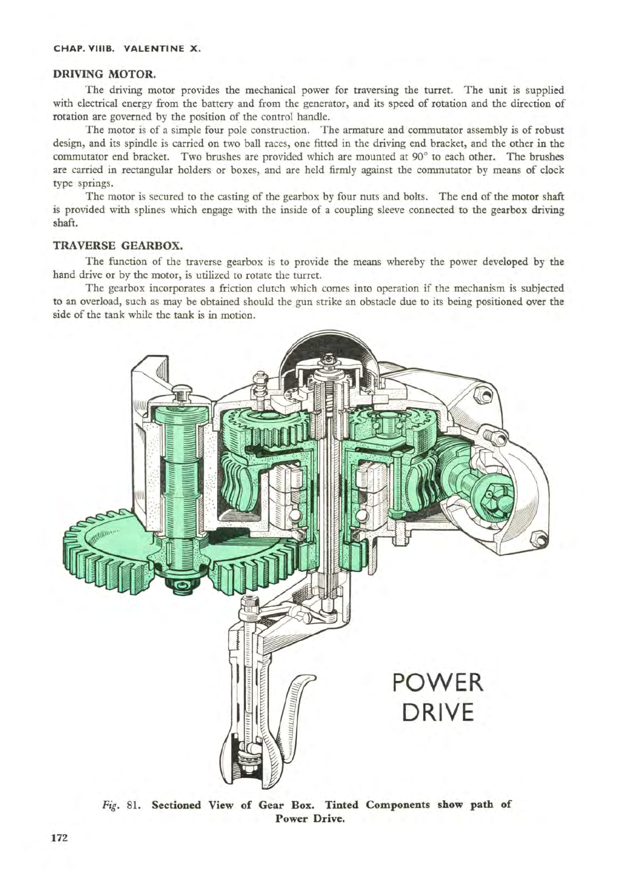## DRIVING MOTOR.

The driving motor provides the mechanical power for traversing the turret. The unit is supplied with electrical energy from the battery and from the generator, and its speed of rotation and the direction of rotation are governed by the position of the control handle.

The motor is of a simple four pole construction. The armature and commutator assembly is of robust design, and its spindle is carried on two ball races, one fitted in the driving end bracket, and the other in the commutator end bracket. Two brushes are provided which are mounted at 90° to each other. The brushes are carried in rectangular holders or boxes, and are held firmly against the commutator by means of clock type springs.

The motor is secured to the casting of the gearbox by four nuts and bolts. The end of the motor shaft is provided with splines which engage with the inside of a coupling sleeve connected to the gearbox driving shaft.

## TRAVERSE GEARBOX.

The function of the traverse gearbox is to provide the means whereby the power developed by the hand drive or by the motor, is utilized to rotate the turret.

The gearbox incorporates a friction clutch which comes into operation if the mechanism is subjected to an overload, such as may be obtained should the gun strike an obstacle due to its being positioned over the side of the tank while the tank is in motion.

POWER DRIVE

*Fig.* 81. **Sectioned View of Gear Box. Tinted Components show path of Power Drive.**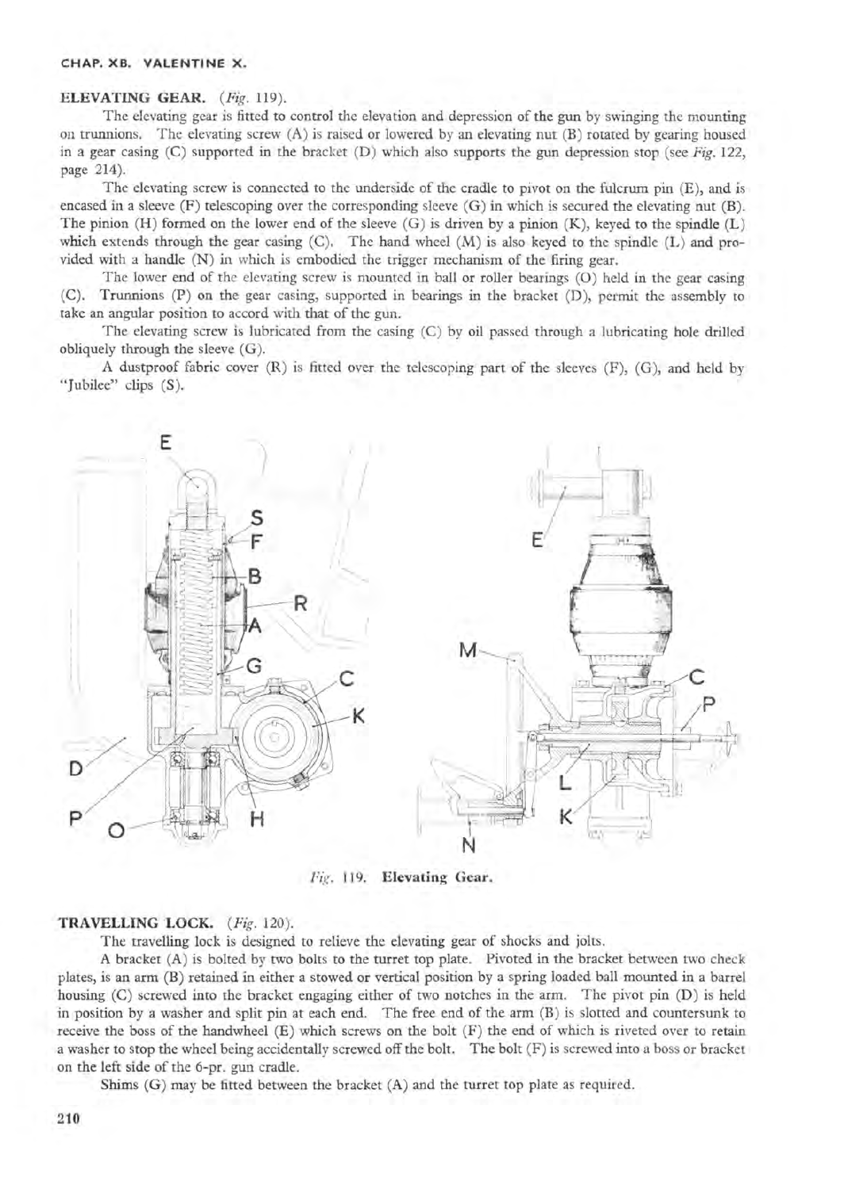## ELEVATING GEAR. (*Fig.* 119).

The elevating gear is fitted to control the elevation and depression of the gun by swinging the mounting on trunnions. The elevating screw (A) is raised or lowered by an elevating nut (B) rotated by gearing housed in a gear casing (C) supported in the bracket (D) which also supports the gun depression stop (see *Fig.* 122, page 214).

The elevating screw is connected to the underside of the cradle to pivot on the fulcrum pin (E), and is encased in a sleeve (F) telescoping over the corresponding sleeve (G) in which is secured the elevating nut (B). The pinion (H) formed on the lower end of the sleeve (G) is driven by a pinion (K), keyed to the spindle (L) which extends through the gear casing (C). The hand wheel (M) is also keyed to the spindle (L) and provided with a handle (N) in which is embodied the trigger mechanism of the firing gear.

The lower end of the elevating screw is mounted in ball or roller bearings (O) held in the gear casing (C). Trunnions (P) on the gear casing, supported in bearings in the bracket (D), permit the assembly to take an angular position to accord with that of the gun.

The elevating screw is lubricated from the casing (C) by oil passed through a lubricating hole drilled obliquely through the sleeve (G).

A dustproof fabric cover (R) is fitted over the telescoping part of the sleeves (F), (G), and held by "Jubilee" clips (S).

E
S
F
B
R
A
G
C
K
D
P
O
H

E
M
C
P
L
K
N

*Fig.* 119. **Elevating Gear.**

## TRAVELLING LOCK. (*Fig.* 120).

The travelling lock is designed to relieve the elevating gear of shocks and jolts.

A bracket (A) is bolted by two bolts to the turret top plate. Pivoted in the bracket between two check plates, is an arm (B) retained in either a stowed or vertical position by a spring loaded ball mounted in a barrel housing (C) screwed into the bracket engaging either of two notches in the arm. The pivot pin (D) is held in position by a washer and split pin at each end. The free end of the arm (B) is slotted and countersunk to receive the boss of the handwheel (E) which screws on the bolt (F) the end of which is riveted over to retain a washer to stop the wheel being accidentally screwed off the bolt. The bolt (F) is screwed into a boss or bracket on the left side of the 6-pr. gun cradle.

Shims (G) may be fitted between the bracket (A) and the turret top plate as required.